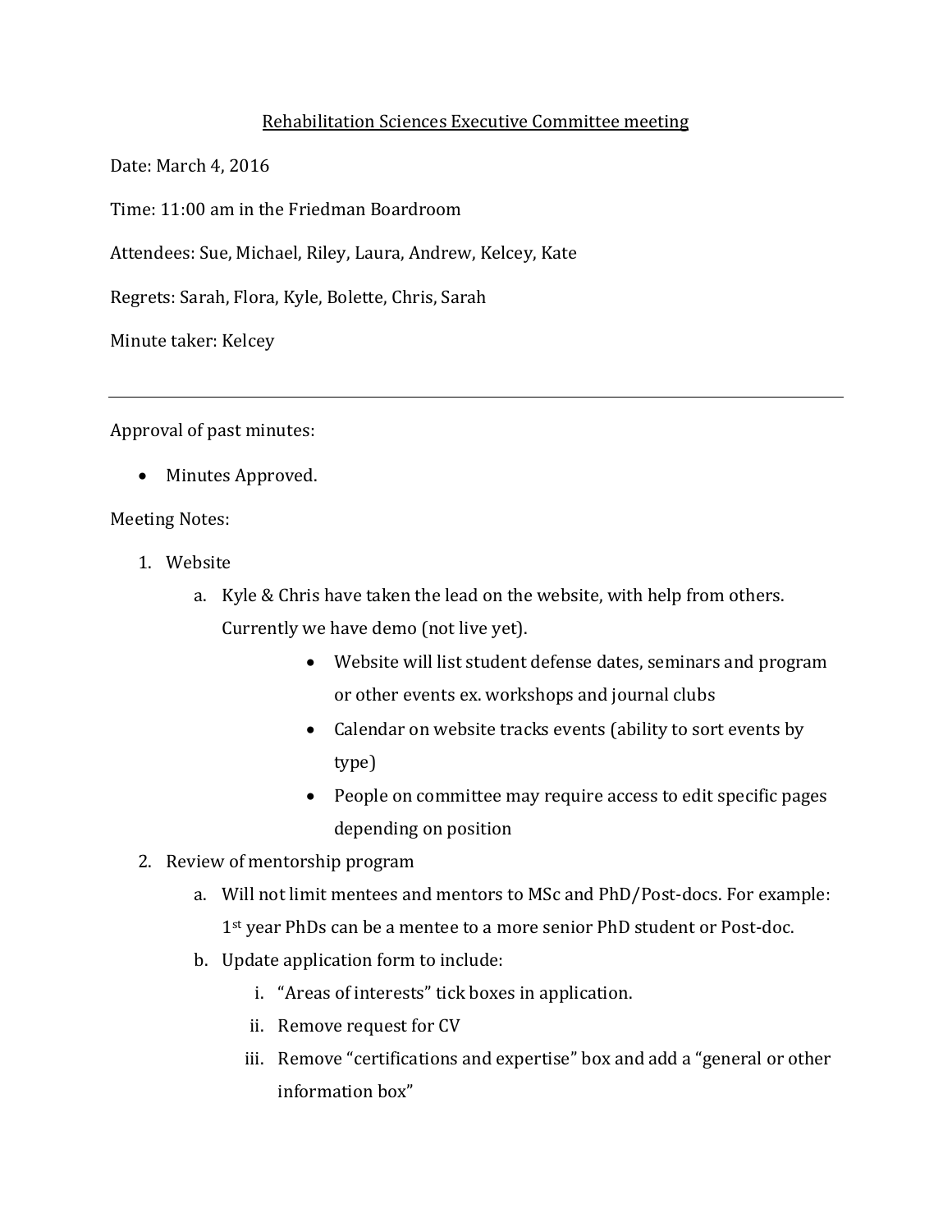# Rehabilitation Sciences Executive Committee meeting

Date: March 4, 2016

Time: 11:00 am in the Friedman Boardroom

Attendees: Sue, Michael, Riley, Laura, Andrew, Kelcey, Kate

Regrets: Sarah, Flora, Kyle, Bolette, Chris, Sarah

Minute taker: Kelcey

---

Approval of past minutes:

- Minutes Approved.

Meeting Notes:

1. Website
   a. Kyle & Chris have taken the lead on the website, with help from others. Currently we have demo (not live yet).
      - Website will list student defense dates, seminars and program or other events ex. workshops and journal clubs
      - Calendar on website tracks events (ability to sort events by type)
      - People on committee may require access to edit specific pages depending on position
2. Review of mentorship program
   a. Will not limit mentees and mentors to MSc and PhD/Post-docs. For example: 1st year PhDs can be a mentee to a more senior PhD student or Post-doc.
   b. Update application form to include:
      i. "Areas of interests" tick boxes in application.
      ii. Remove request for CV
      iii. Remove "certifications and expertise" box and add a "general or other information box"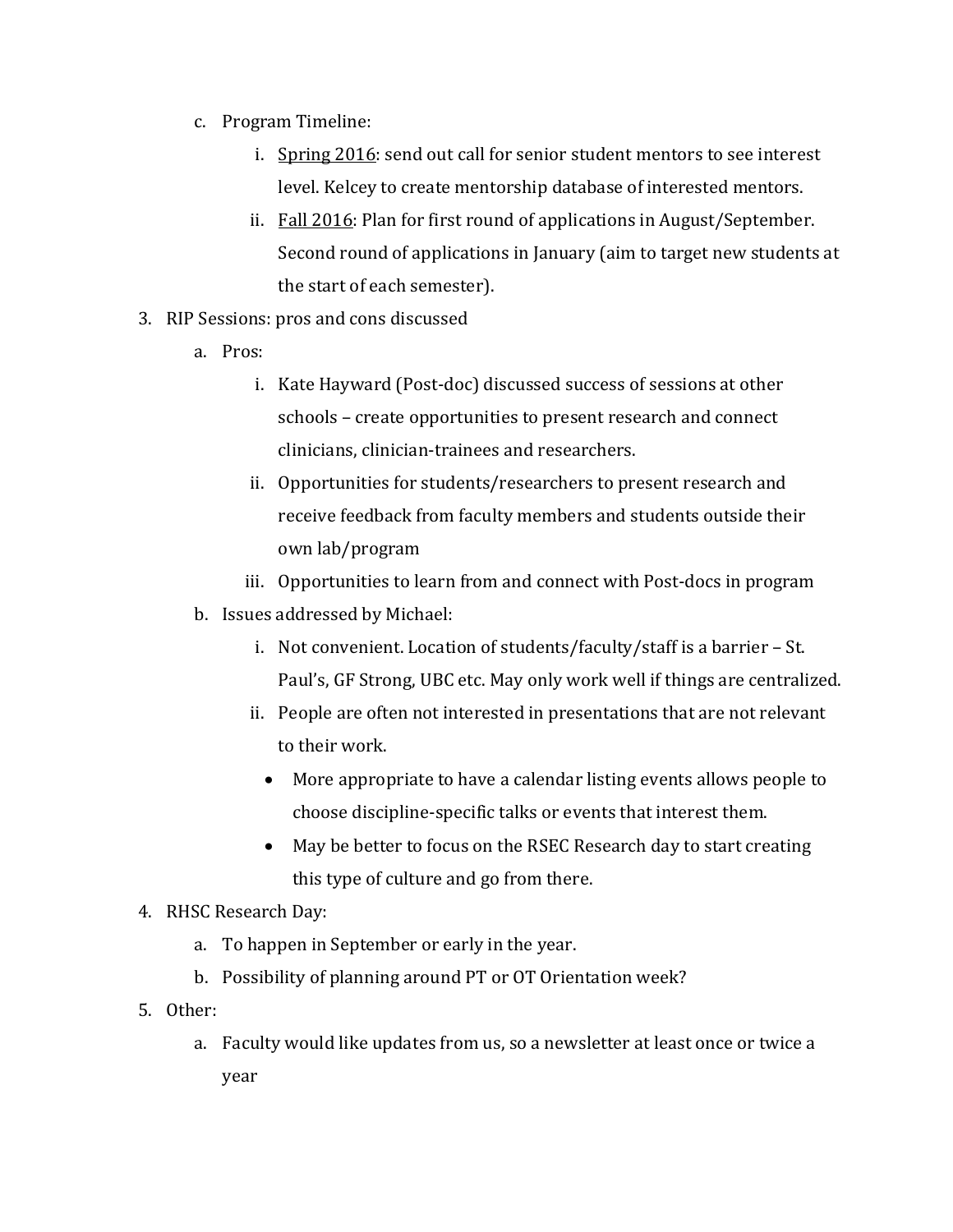c. Program Timeline:

   i. <u>Spring 2016</u>: send out call for senior student mentors to see interest level. Kelcey to create mentorship database of interested mentors.

   ii. <u>Fall 2016</u>: Plan for first round of applications in August/September. Second round of applications in January (aim to target new students at the start of each semester).

3. RIP Sessions: pros and cons discussed

   a. Pros:

      i. Kate Hayward (Post-doc) discussed success of sessions at other schools – create opportunities to present research and connect clinicians, clinician-trainees and researchers.

      ii. Opportunities for students/researchers to present research and receive feedback from faculty members and students outside their own lab/program

      iii. Opportunities to learn from and connect with Post-docs in program

   b. Issues addressed by Michael:

      i. Not convenient. Location of students/faculty/staff is a barrier – St. Paul's, GF Strong, UBC etc. May only work well if things are centralized.

      ii. People are often not interested in presentations that are not relevant to their work.

         - More appropriate to have a calendar listing events allows people to choose discipline-specific talks or events that interest them.
         - May be better to focus on the RSEC Research day to start creating this type of culture and go from there.

4. RHSC Research Day:

   a. To happen in September or early in the year.

   b. Possibility of planning around PT or OT Orientation week?

5. Other:

   a. Faculty would like updates from us, so a newsletter at least once or twice a year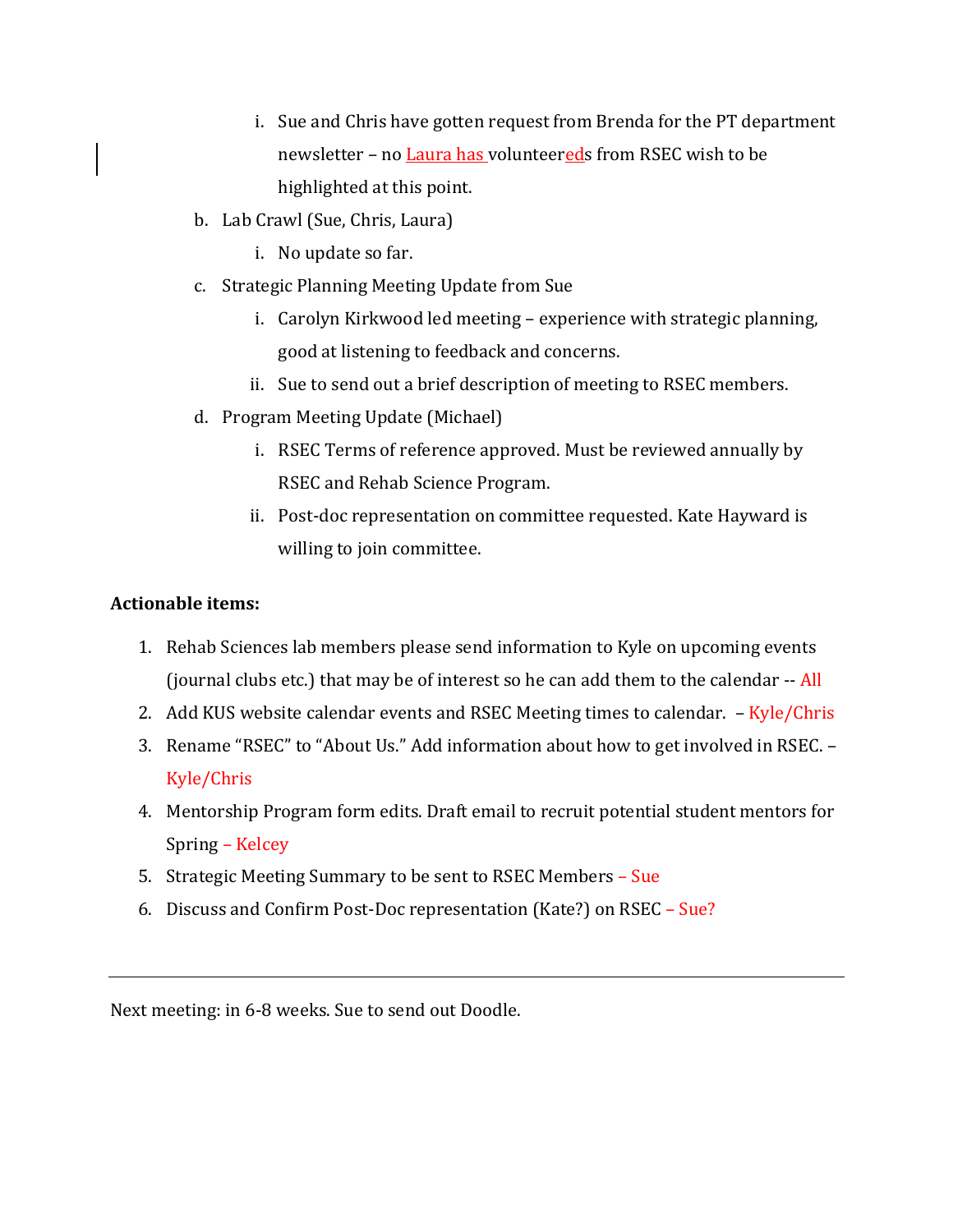i. Sue and Chris have gotten request from Brenda for the PT department newsletter – no Laura has volunteereds from RSEC wish to be highlighted at this point.

b. Lab Crawl (Sue, Chris, Laura)

    i. No update so far.

c. Strategic Planning Meeting Update from Sue

    i. Carolyn Kirkwood led meeting – experience with strategic planning, good at listening to feedback and concerns.

    ii. Sue to send out a brief description of meeting to RSEC members.

d. Program Meeting Update (Michael)

    i. RSEC Terms of reference approved. Must be reviewed annually by RSEC and Rehab Science Program.

    ii. Post-doc representation on committee requested. Kate Hayward is willing to join committee.

**Actionable items:**

1. Rehab Sciences lab members please send information to Kyle on upcoming events (journal clubs etc.) that may be of interest so he can add them to the calendar -- All
2. Add KUS website calendar events and RSEC Meeting times to calendar. – Kyle/Chris
3. Rename "RSEC" to "About Us." Add information about how to get involved in RSEC. – Kyle/Chris
4. Mentorship Program form edits. Draft email to recruit potential student mentors for Spring – Kelcey
5. Strategic Meeting Summary to be sent to RSEC Members – Sue
6. Discuss and Confirm Post-Doc representation (Kate?) on RSEC – Sue?

---

Next meeting: in 6-8 weeks. Sue to send out Doodle.